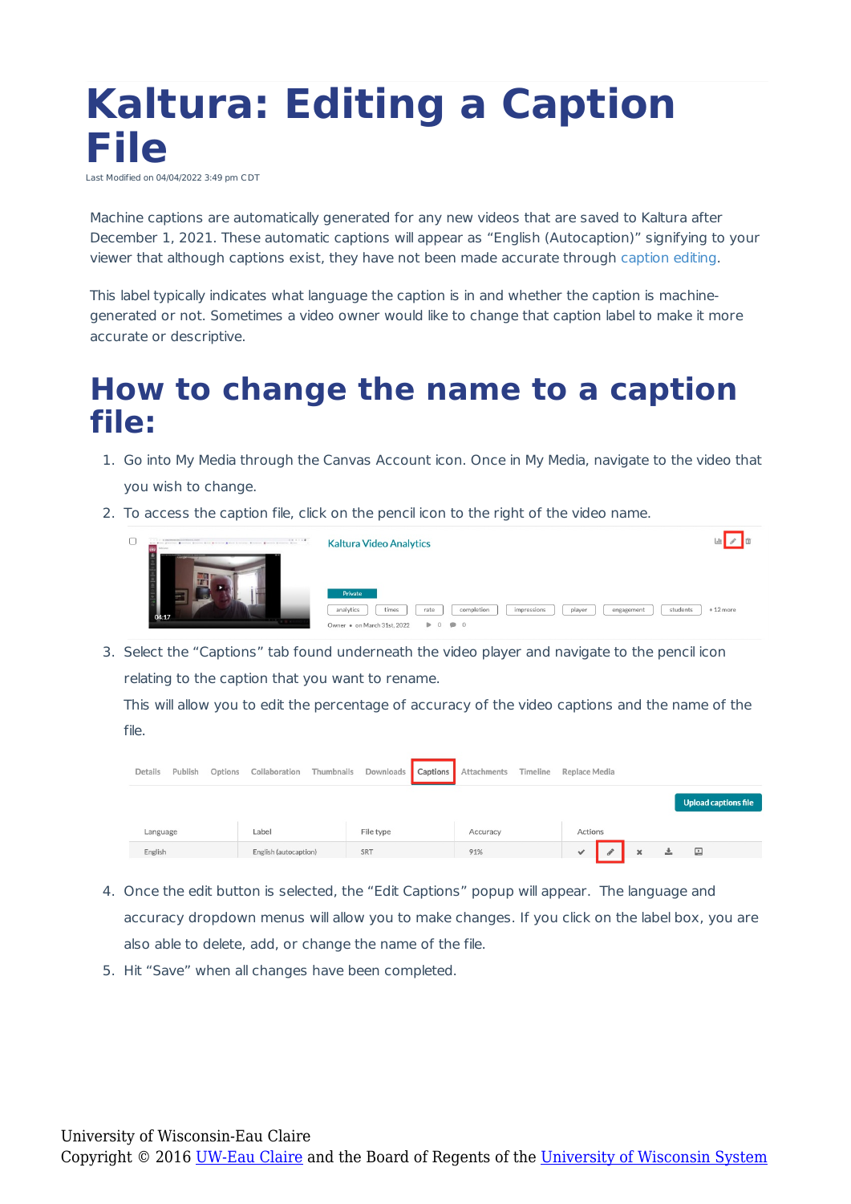# Kaltura: Editing a Caption File

Last Modified on 04/04/2022 3:49 pm CDT

Machine captions are automatically generated for any new videos that are saved to Kaltura after December 1, 2021. These automatic captions will appear as "English (Autocaption)" signifying to your viewer that although captions exist, they have not been made accurate through caption editing.

This label typically indicates what language the caption is in and whether the caption is machine-generated or not. Sometimes a video owner would like to change that caption label to make it more accurate or descriptive.

## How to change the name to a caption file:

1. Go into My Media through the Canvas Account icon. Once in My Media, navigate to the video that you wish to change.
2. To access the caption file, click on the pencil icon to the right of the video name.
3. Select the "Captions" tab found underneath the video player and navigate to the pencil icon relating to the caption that you want to rename.
   This will allow you to edit the percentage of accuracy of the video captions and the name of the file.
4. Once the edit button is selected, the "Edit Captions" popup will appear. The language and accuracy dropdown menus will allow you to make changes. If you click on the label box, you are also able to delete, add, or change the name of the file.
5. Hit "Save" when all changes have been completed.

University of Wisconsin-Eau Claire
Copyright © 2016 UW-Eau Claire and the Board of Regents of the University of Wisconsin System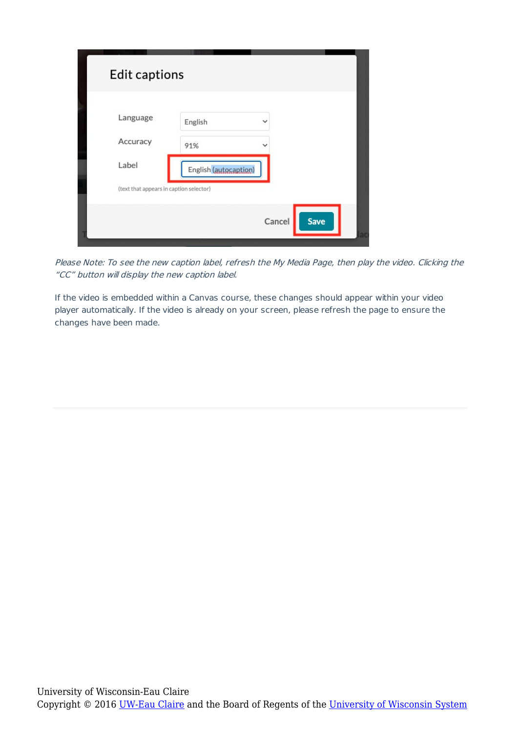*Please Note: To see the new caption label, refresh the My Media Page, then play the video. Clicking the "CC" button will display the new caption label.*

If the video is embedded within a Canvas course, these changes should appear within your video player automatically. If the video is already on your screen, please refresh the page to ensure the changes have been made.

---

University of Wisconsin-Eau Claire
Copyright © 2016 UW-Eau Claire and the Board of Regents of the University of Wisconsin System